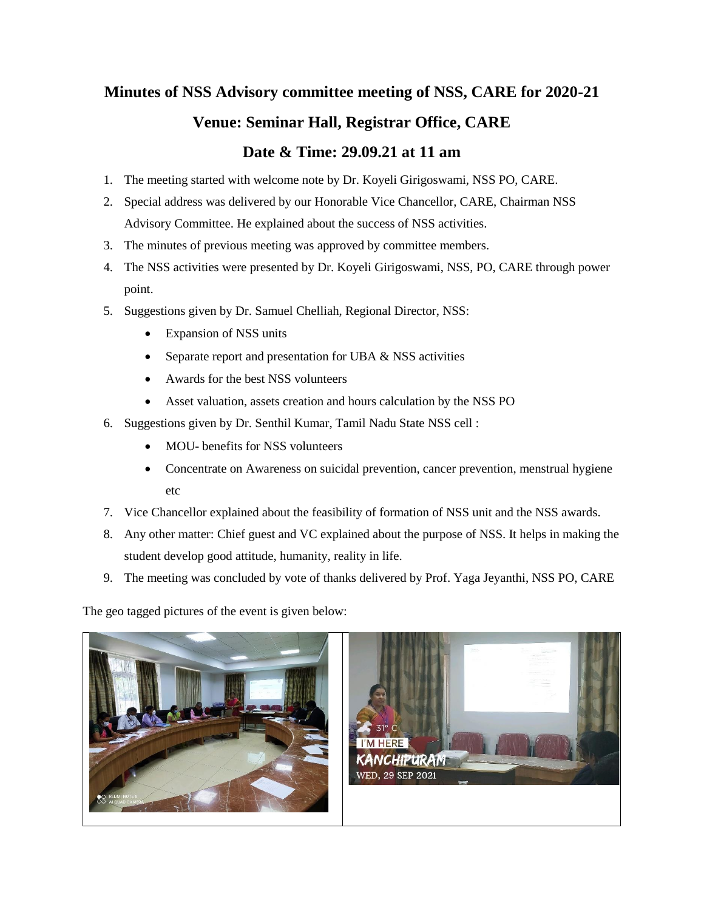# Minutes of NSS Advisory committee meeting of NSS, CARE for 2020-21

## Venue: Seminar Hall, Registrar Office, CARE

## Date & Time: 29.09.21 at 11 am

1. The meeting started with welcome note by Dr. Koyeli Girigoswami, NSS PO, CARE.
2. Special address was delivered by our Honorable Vice Chancellor, CARE, Chairman NSS Advisory Committee. He explained about the success of NSS activities.
3. The minutes of previous meeting was approved by committee members.
4. The NSS activities were presented by Dr. Koyeli Girigoswami, NSS, PO, CARE through power point.
5. Suggestions given by Dr. Samuel Chelliah, Regional Director, NSS:
   - Expansion of NSS units
   - Separate report and presentation for UBA & NSS activities
   - Awards for the best NSS volunteers
   - Asset valuation, assets creation and hours calculation by the NSS PO
6. Suggestions given by Dr. Senthil Kumar, Tamil Nadu State NSS cell :
   - MOU- benefits for NSS volunteers
   - Concentrate on Awareness on suicidal prevention, cancer prevention, menstrual hygiene etc
7. Vice Chancellor explained about the feasibility of formation of NSS unit and the NSS awards.
8. Any other matter: Chief guest and VC explained about the purpose of NSS. It helps in making the student develop good attitude, humanity, reality in life.
9. The meeting was concluded by vote of thanks delivered by Prof. Yaga Jeyanthi, NSS PO, CARE

The geo tagged pictures of the event is given below: